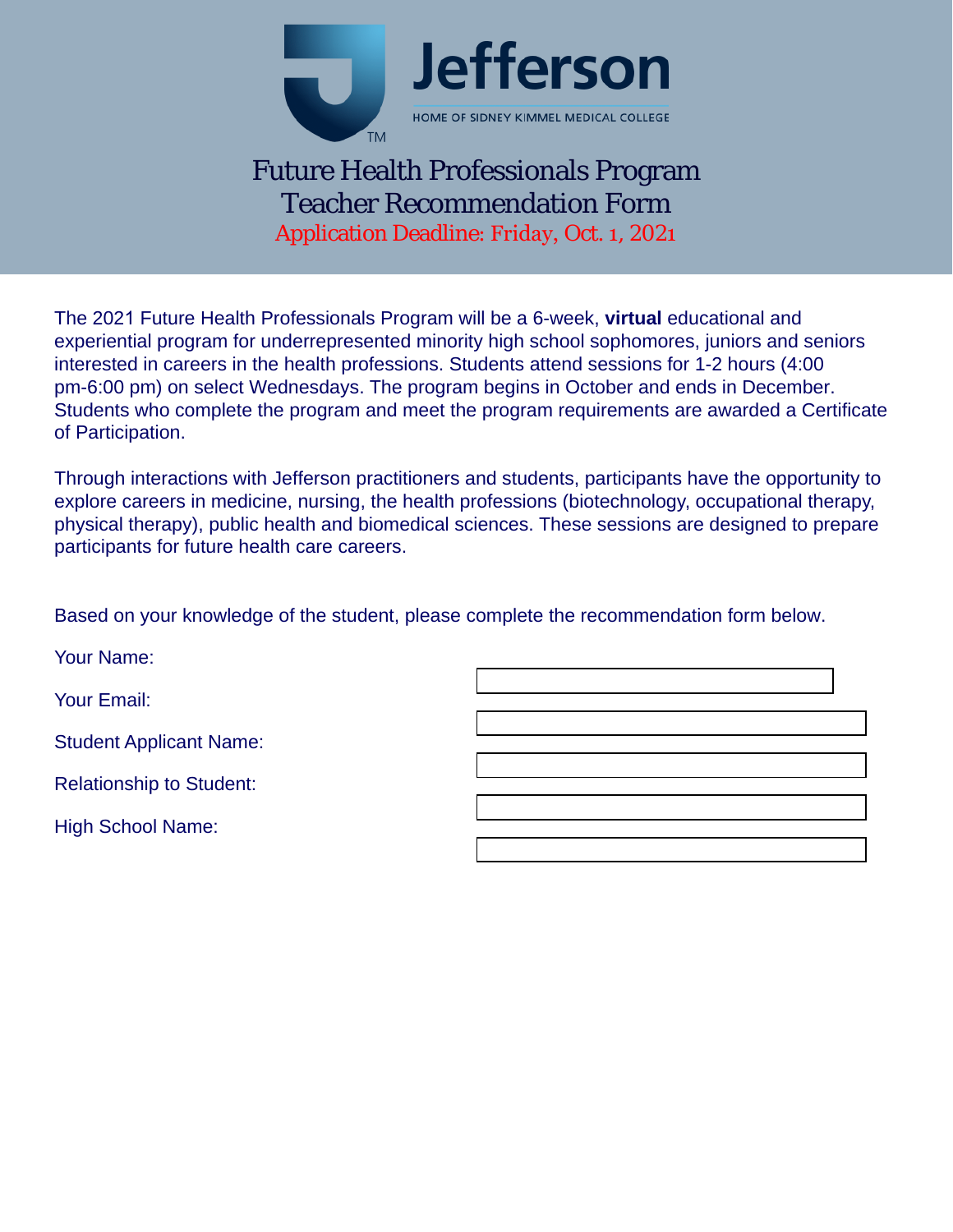Jefferson

HOME OF SIDNEY KIMMEL MEDICAL COLLEGE

# Future Health Professionals Program
# Teacher Recommendation Form

Application Deadline: Friday, Oct. 1, 2021

The 2021 Future Health Professionals Program will be a 6-week, **virtual** educational and experiential program for underrepresented minority high school sophomores, juniors and seniors interested in careers in the health professions. Students attend sessions for 1-2 hours (4:00 pm-6:00 pm) on select Wednesdays. The program begins in October and ends in December. Students who complete the program and meet the program requirements are awarded a Certificate of Participation.

Through interactions with Jefferson practitioners and students, participants have the opportunity to explore careers in medicine, nursing, the health professions (biotechnology, occupational therapy, physical therapy), public health and biomedical sciences. These sessions are designed to prepare participants for future health care careers.

Based on your knowledge of the student, please complete the recommendation form below.

Your Name:

Your Email:

Student Applicant Name:

Relationship to Student:

High School Name: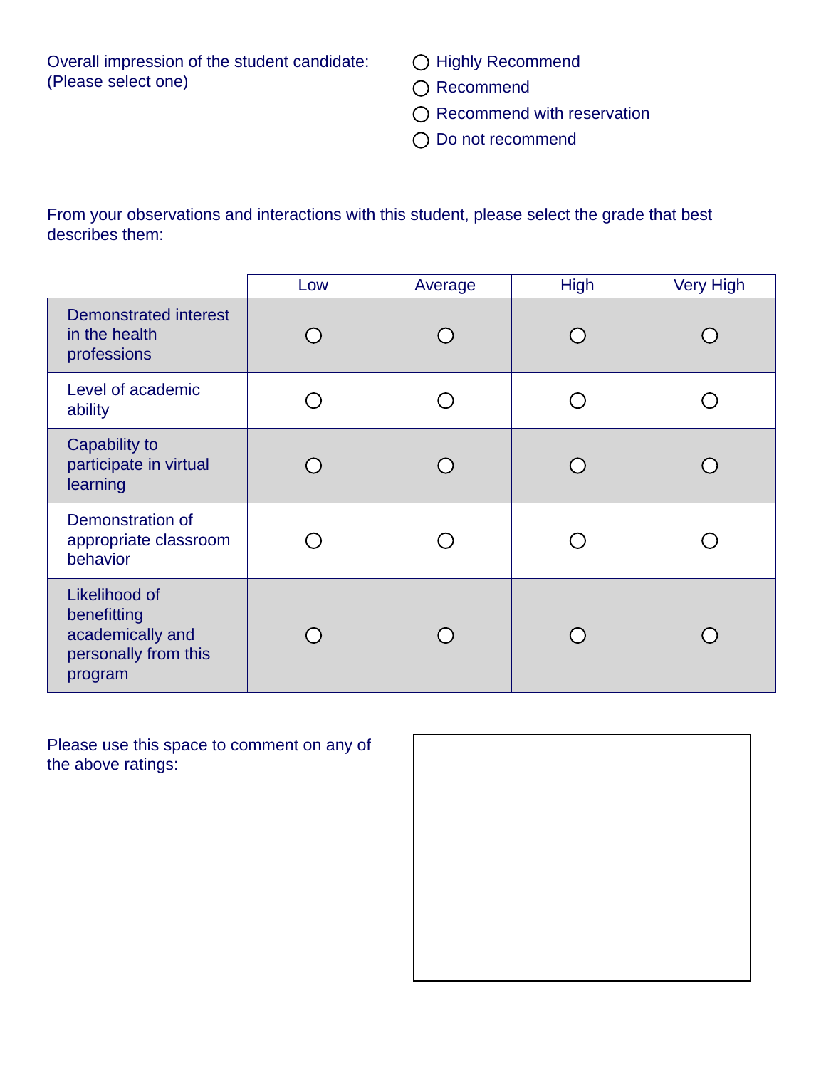Overall impression of the student candidate:
(Please select one)

- ○ Highly Recommend
- ○ Recommend
- ○ Recommend with reservation
- ○ Do not recommend

From your observations and interactions with this student, please select the grade that best describes them:

| | Low | Average | High | Very High |
|---|---|---|---|---|
| Demonstrated interest in the health professions | ○ | ○ | ○ | ○ |
| Level of academic ability | ○ | ○ | ○ | ○ |
| Capability to participate in virtual learning | ○ | ○ | ○ | ○ |
| Demonstration of appropriate classroom behavior | ○ | ○ | ○ | ○ |
| Likelihood of benefitting academically and personally from this program | ○ | ○ | ○ | ○ |

Please use this space to comment on any of the above ratings: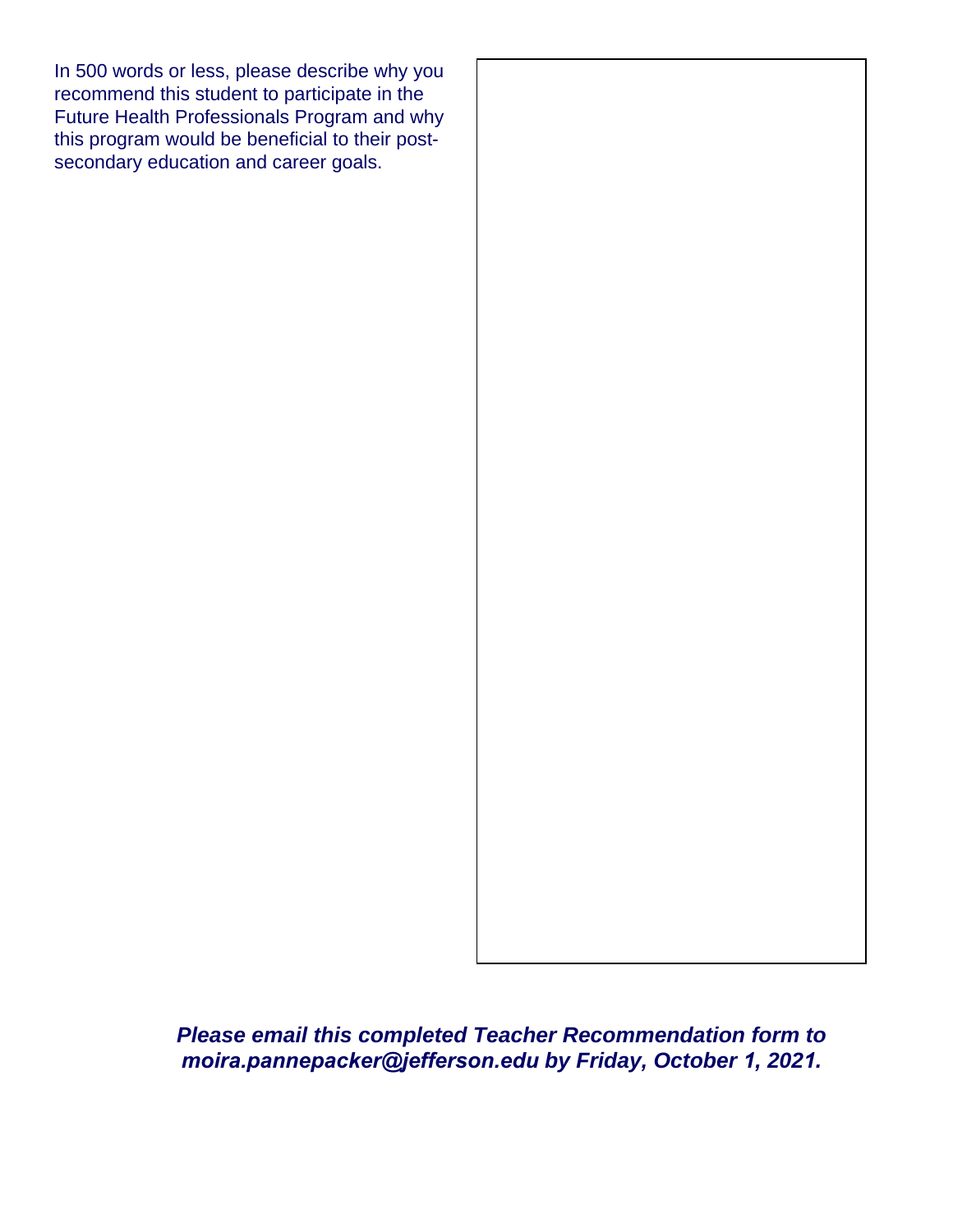In 500 words or less, please describe why you recommend this student to participate in the Future Health Professionals Program and why this program would be beneficial to their post-secondary education and career goals.

***Please email this completed Teacher Recommendation form to moira.pannepacker@jefferson.edu by Friday, October 1, 2021.***